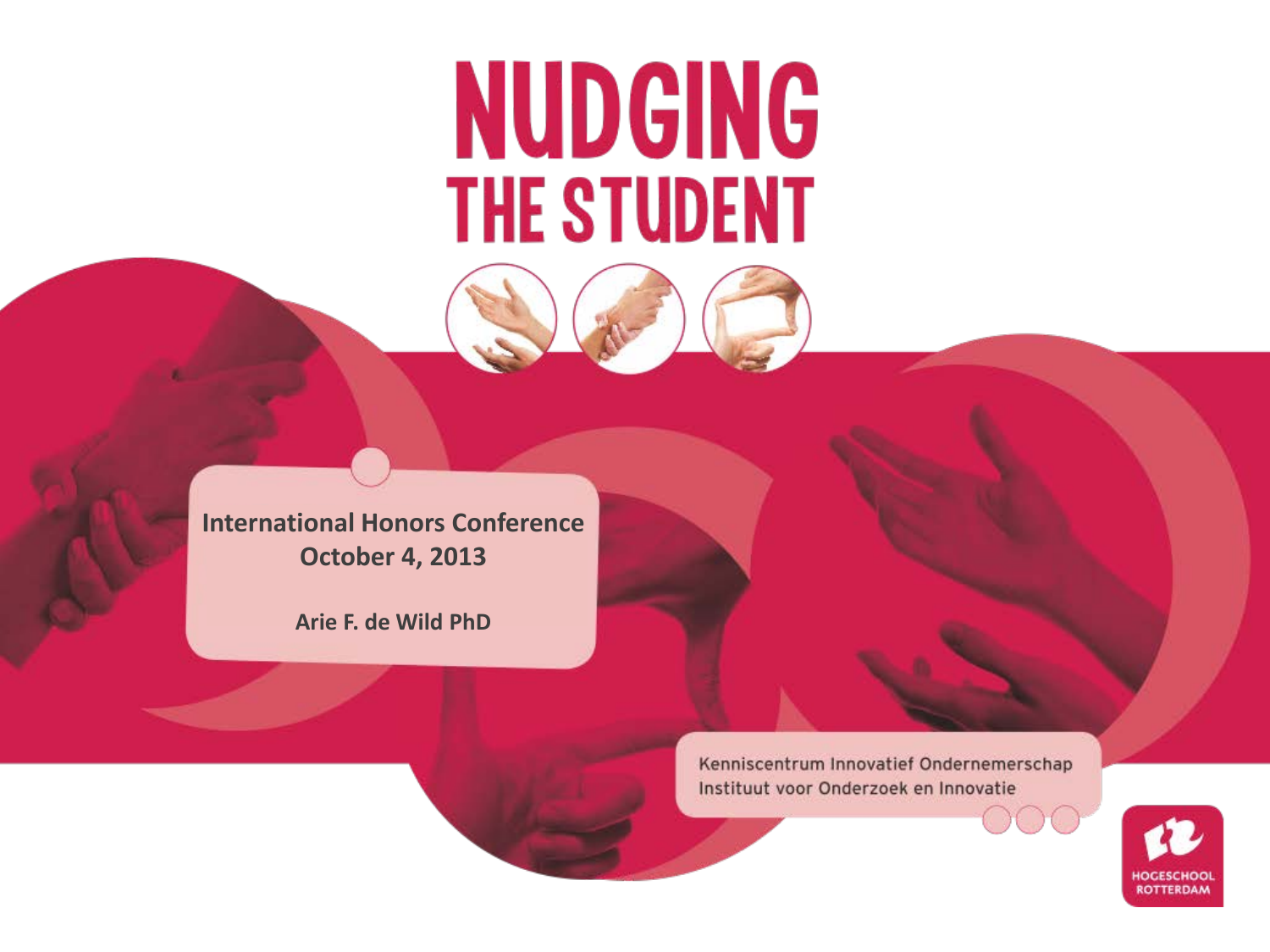# NUDGING THE STUDENT

International Honors Conference
October 4, 2013

Arie F. de Wild PhD

Kenniscentrum Innovatief Ondernemerschap
Instituut voor Onderzoek en Innovatie

HOGESCHOOL ROTTERDAM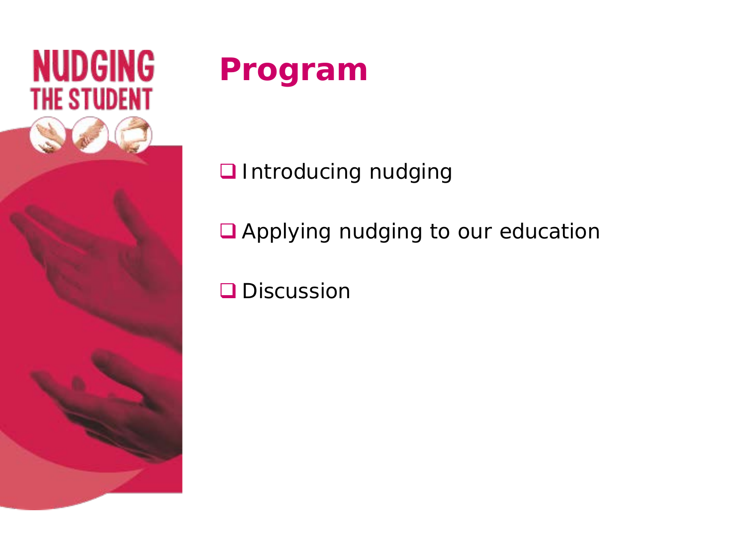# Program

- Introducing nudging
- Applying nudging to our education
- Discussion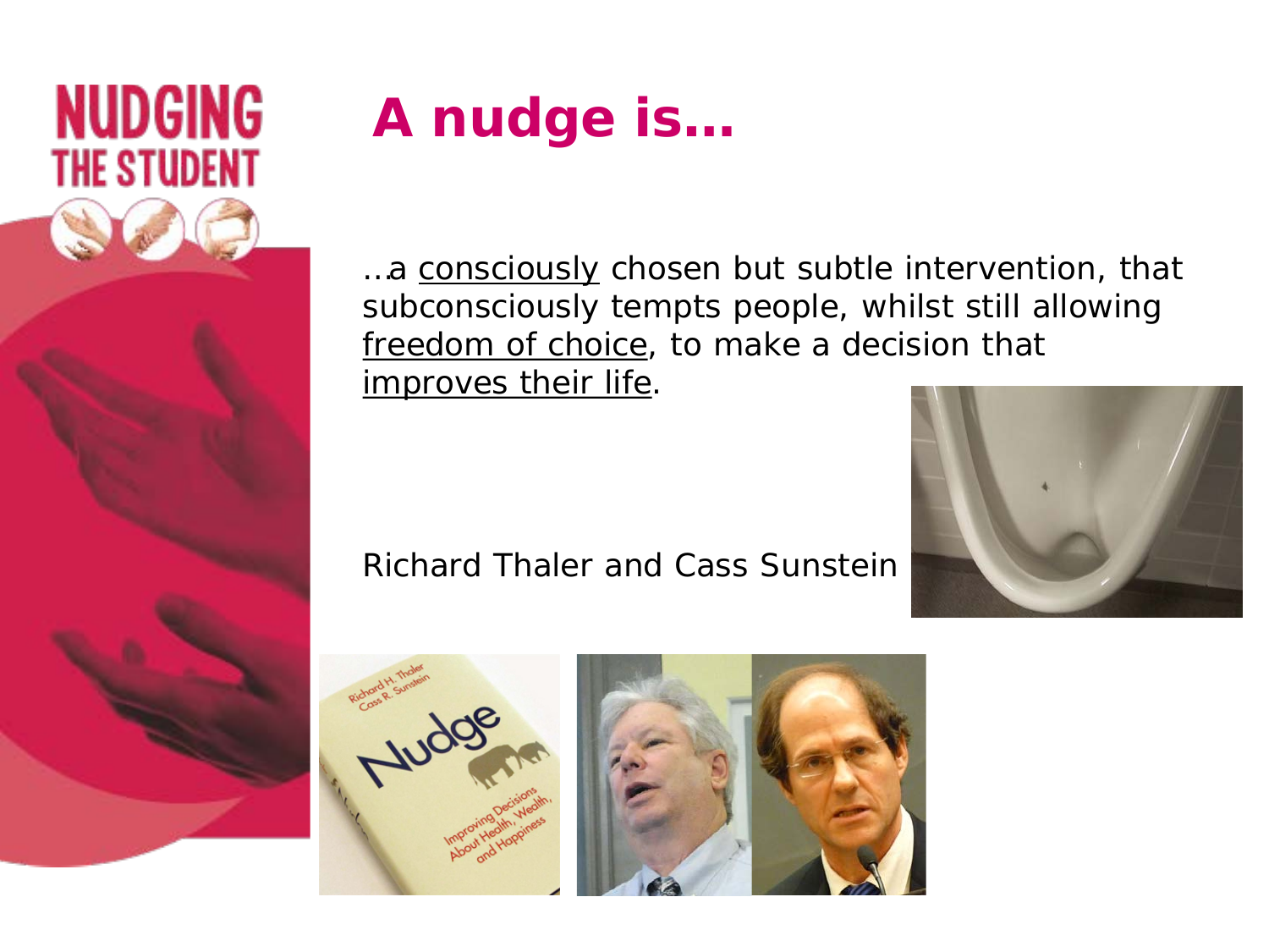# A nudge is…

…a <u>consciously</u> chosen but subtle intervention, that subconsciously tempts people, whilst still allowing <u>freedom of choice</u>, to make a decision that <u>improves their life</u>.

Richard Thaler and Cass Sunstein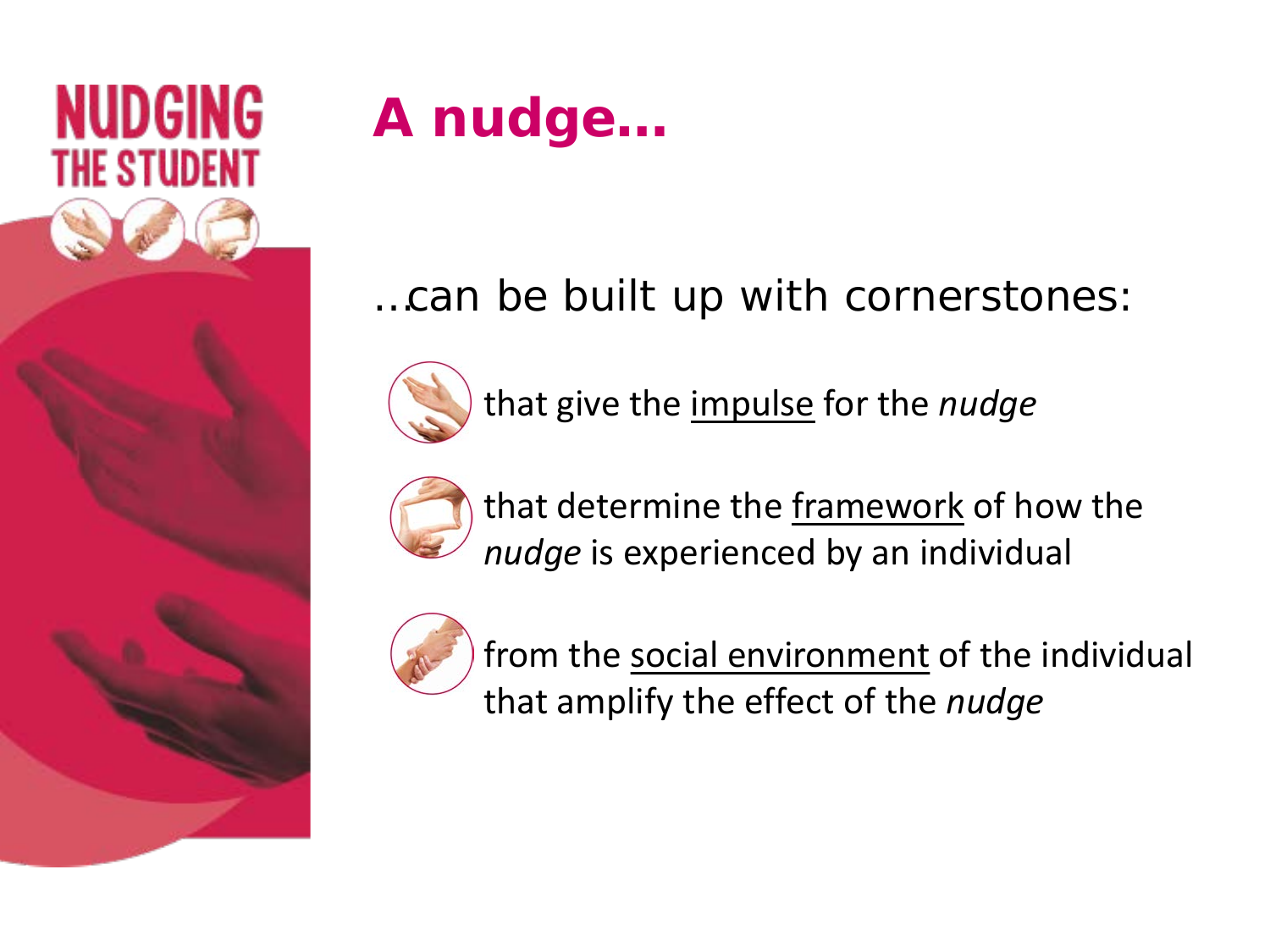# A nudge…

…can be built up with cornerstones:

- that give the impulse for the *nudge*
- that determine the framework of how the *nudge* is experienced by an individual
- from the social environment of the individual that amplify the effect of the *nudge*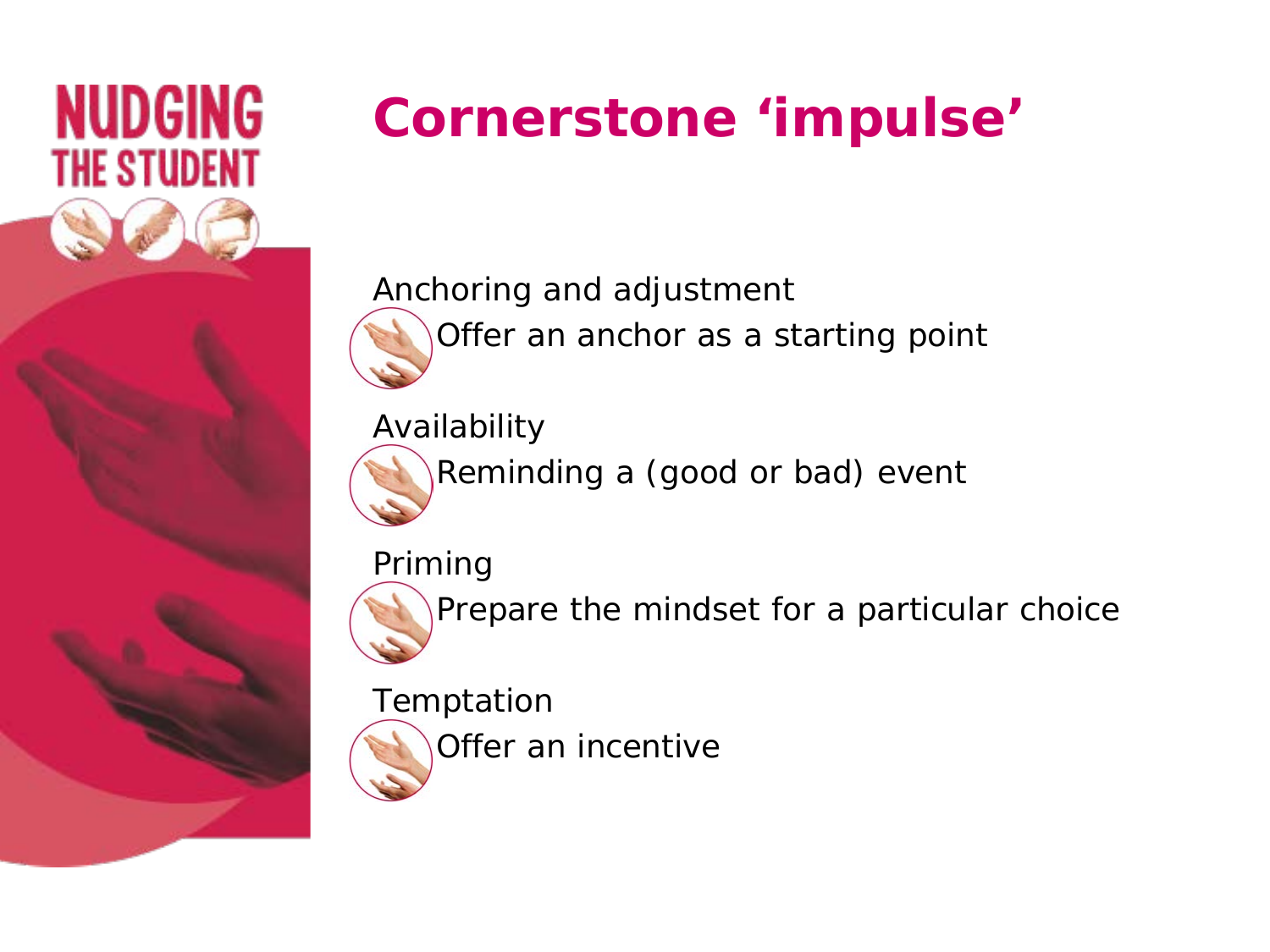# Cornerstone 'impulse'

Anchoring and adjustment

- Offer an anchor as a starting point

Availability

- Reminding a (good or bad) event

Priming

- Prepare the mindset for a particular choice

Temptation

- Offer an incentive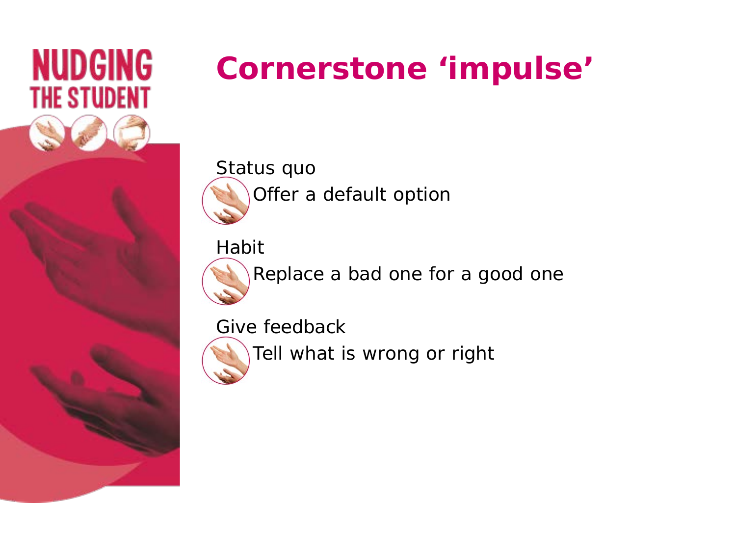# Cornerstone ‘impulse’

Status quo

- Offer a default option

Habit

- Replace a bad one for a good one

Give feedback

- Tell what is wrong or right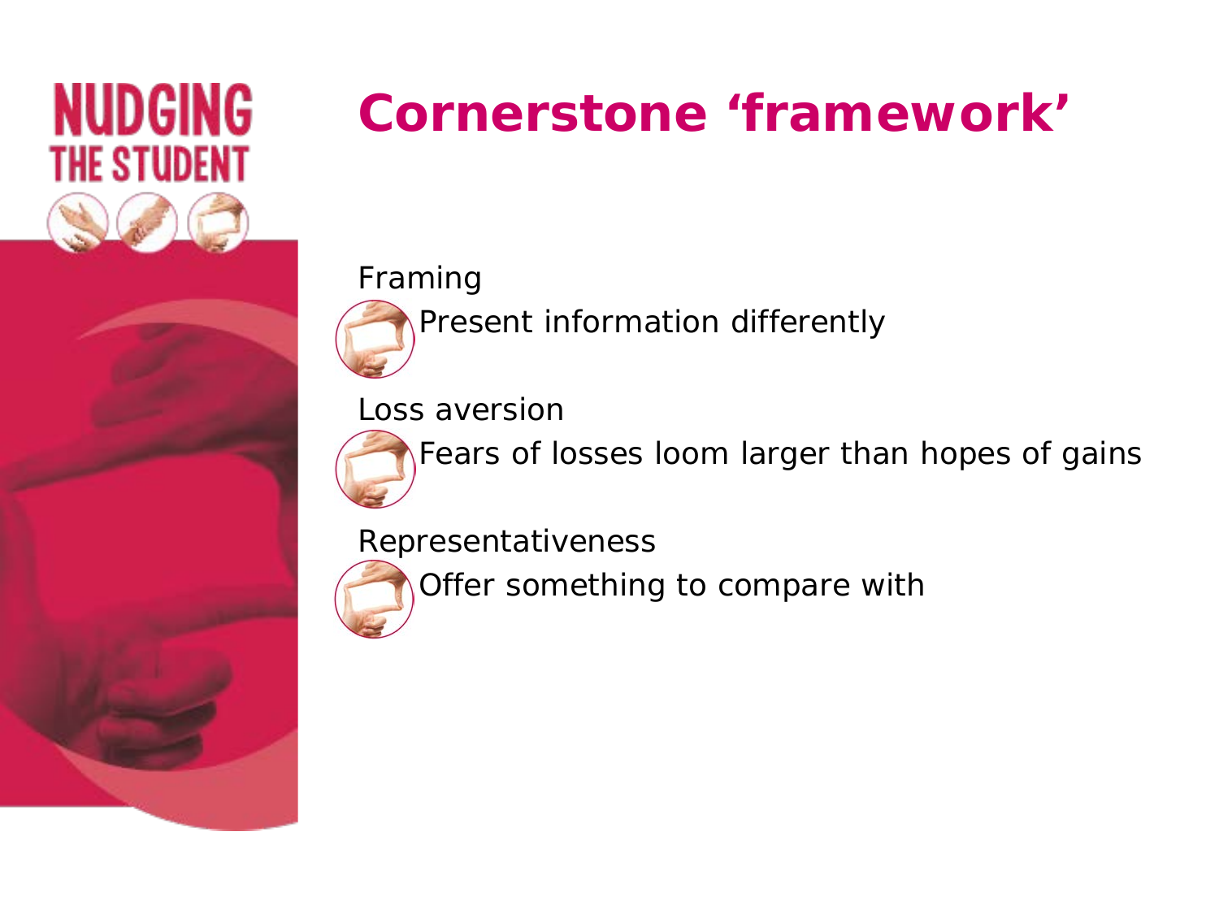# Cornerstone 'framework'

Framing

- Present information differently

Loss aversion

- Fears of losses loom larger than hopes of gains

Representativeness

- Offer something to compare with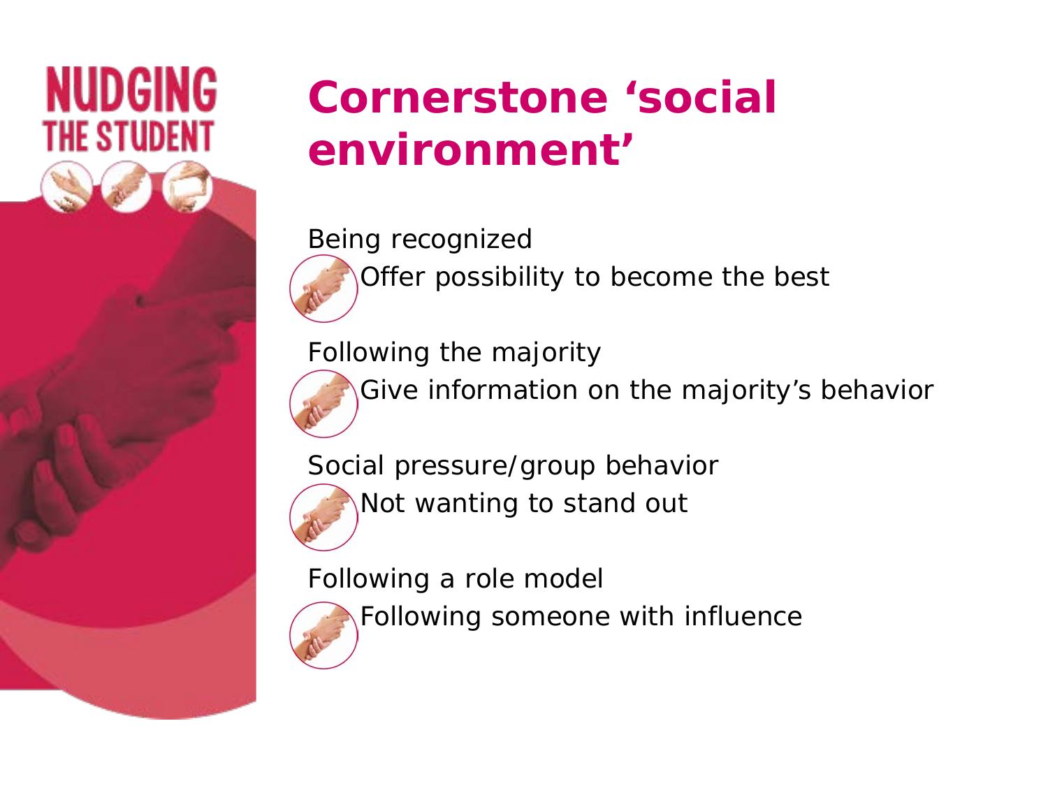# Cornerstone ‘social environment’

Being recognized

- Offer possibility to become the best

Following the majority

- Give information on the majority’s behavior

Social pressure/group behavior

- Not wanting to stand out

Following a role model

- Following someone with influence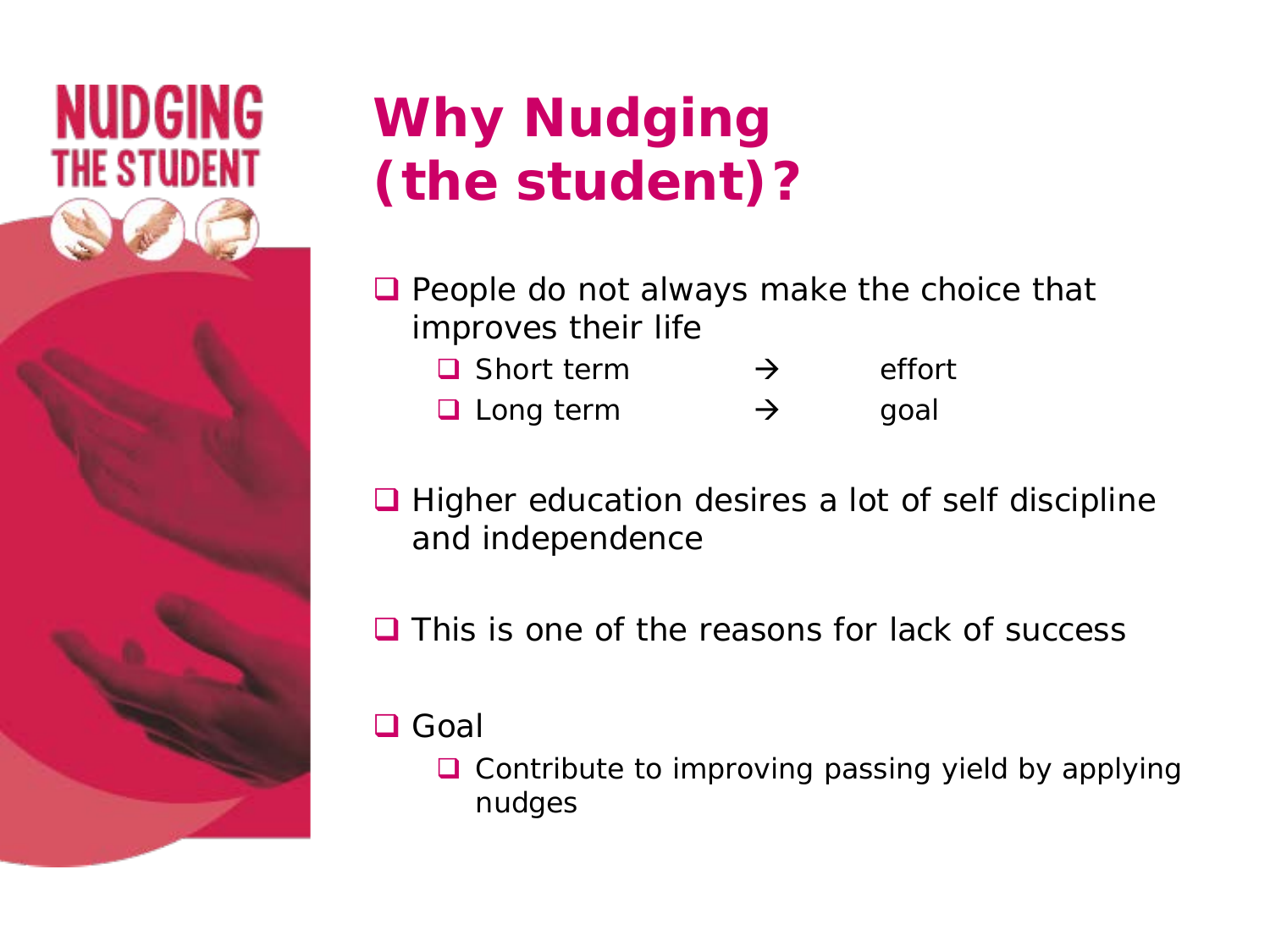# Why Nudging (the student)?

- People do not always make the choice that improves their life
  - Short term → effort
  - Long term → goal
- Higher education desires a lot of self discipline and independence
- This is one of the reasons for lack of success
- Goal
  - Contribute to improving passing yield by applying nudges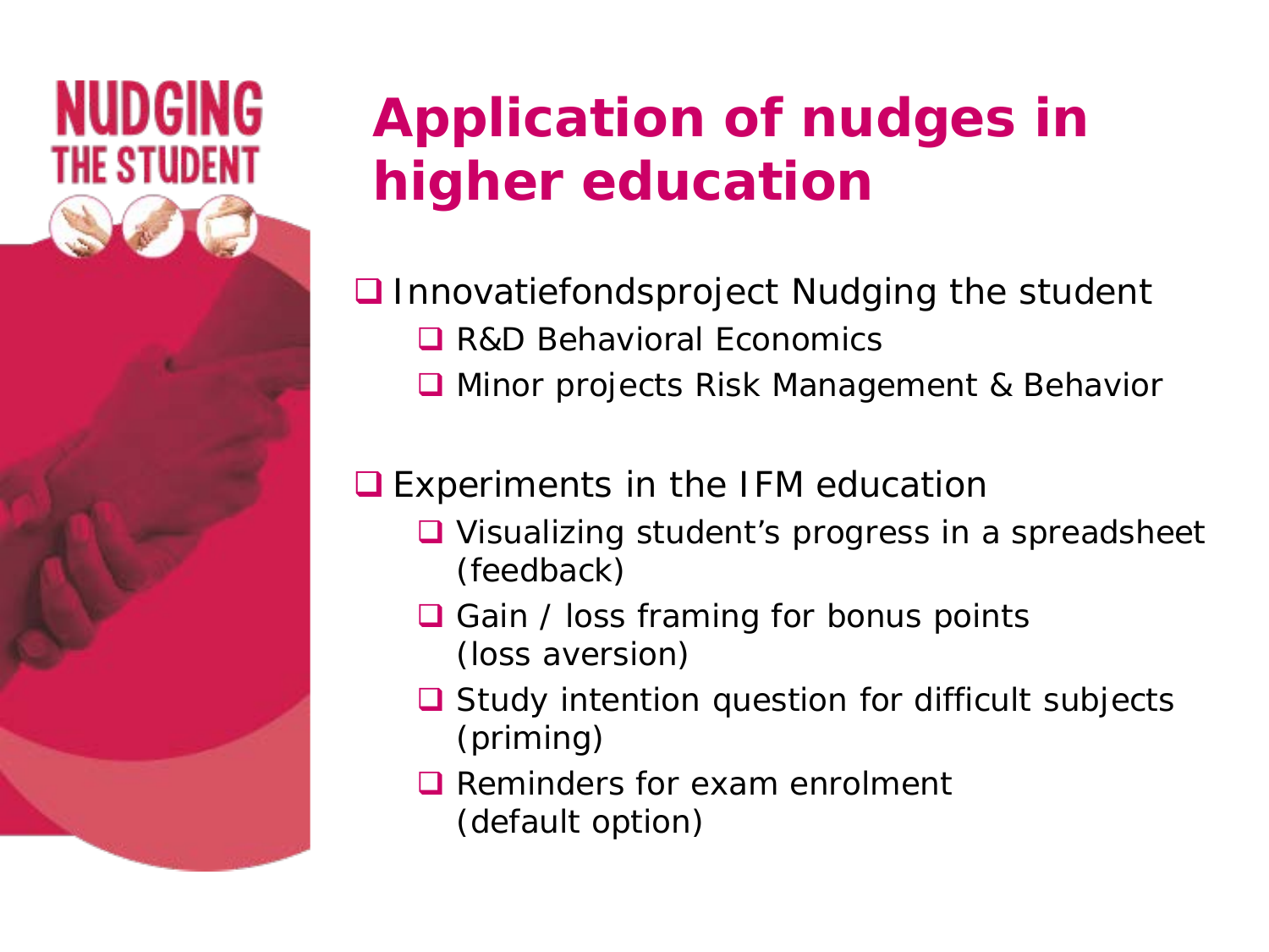# Application of nudges in higher education

- Innovatiefondsproject Nudging the student
  - R&D Behavioral Economics
  - Minor projects Risk Management & Behavior

- Experiments in the IFM education
  - Visualizing student's progress in a spreadsheet (feedback)
  - Gain / loss framing for bonus points (loss aversion)
  - Study intention question for difficult subjects (priming)
  - Reminders for exam enrolment (default option)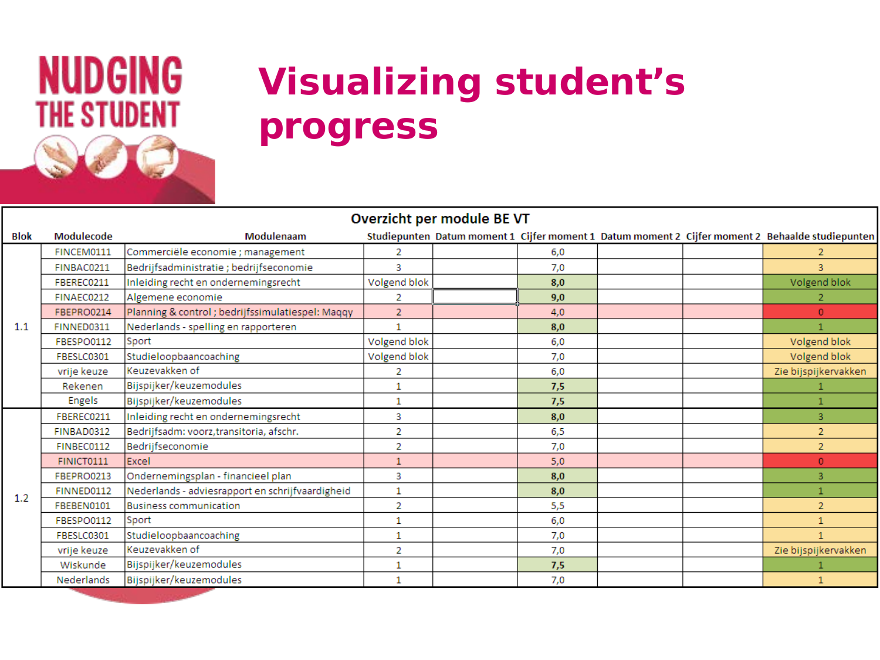NUDGING THE STUDENT

# Visualizing student's progress

| Overzicht per module BE VT | | | | | | | | |
|---|---|---|---|---|---|---|---|---|
| Blok | Modulecode | Modulenaam | Studiepunten | Datum moment 1 | Cijfer moment 1 | Datum moment 2 | Cijfer moment 2 | Behaalde studiepunten |
| 1.1 | FINCEM0111 | Commerciële economie ; management | 2 | | 6,0 | | | 2 |
| | FINBAC0211 | Bedrijfsadministratie ; bedrijfseconomie | 3 | | 7,0 | | | 3 |
| | FBEREC0211 | Inleiding recht en ondernemingsrecht | Volgend blok | | **8,0** | | | Volgend blok |
| | FINAEC0212 | Algemene economie | 2 | | **9,0** | | | 2 |
| | FBEPRO0214 | Planning & control ; bedrijfssimulatiespel: Maqqy | 2 | | 4,0 | | | 0 |
| | FINNED0311 | Nederlands - spelling en rapporteren | 1 | | **8,0** | | | 1 |
| | FBESPO0112 | Sport | Volgend blok | | 6,0 | | | Volgend blok |
| | FBESLC0301 | Studieloopbaancoaching | Volgend blok | | 7,0 | | | Volgend blok |
| | vrije keuze | Keuzevakken of | 2 | | 6,0 | | | Zie bijspijkervakken |
| | Rekenen | Bijspijker/keuzemodules | 1 | | **7,5** | | | 1 |
| | Engels | Bijspijker/keuzemodules | 1 | | **7,5** | | | 1 |
| 1.2 | FBEREC0211 | Inleiding recht en ondernemingsrecht | 3 | | **8,0** | | | 3 |
| | FINBAD0312 | Bedrijfsadm: voorz,transitoria, afschr. | 2 | | 6,5 | | | 2 |
| | FINBEC0112 | Bedrijfseconomie | 2 | | 7,0 | | | 2 |
| | FINICT0111 | Excel | 1 | | 5,0 | | | 0 |
| | FBEPRO0213 | Ondernemingsplan - financieel plan | 3 | | **8,0** | | | 3 |
| | FINNED0112 | Nederlands - adviesrapport en schrijfvaardigheid | 1 | | **8,0** | | | 1 |
| | FBEBEN0101 | Business communication | 2 | | 5,5 | | | 2 |
| | FBESPO0112 | Sport | 1 | | 6,0 | | | 1 |
| | FBESLC0301 | Studieloopbaancoaching | 1 | | 7,0 | | | 1 |
| | vrije keuze | Keuzevakken of | 2 | | 7,0 | | | Zie bijspijkervakken |
| | Wiskunde | Bijspijker/keuzemodules | 1 | | **7,5** | | | 1 |
| | Nederlands | Bijspijker/keuzemodules | 1 | | 7,0 | | | 1 |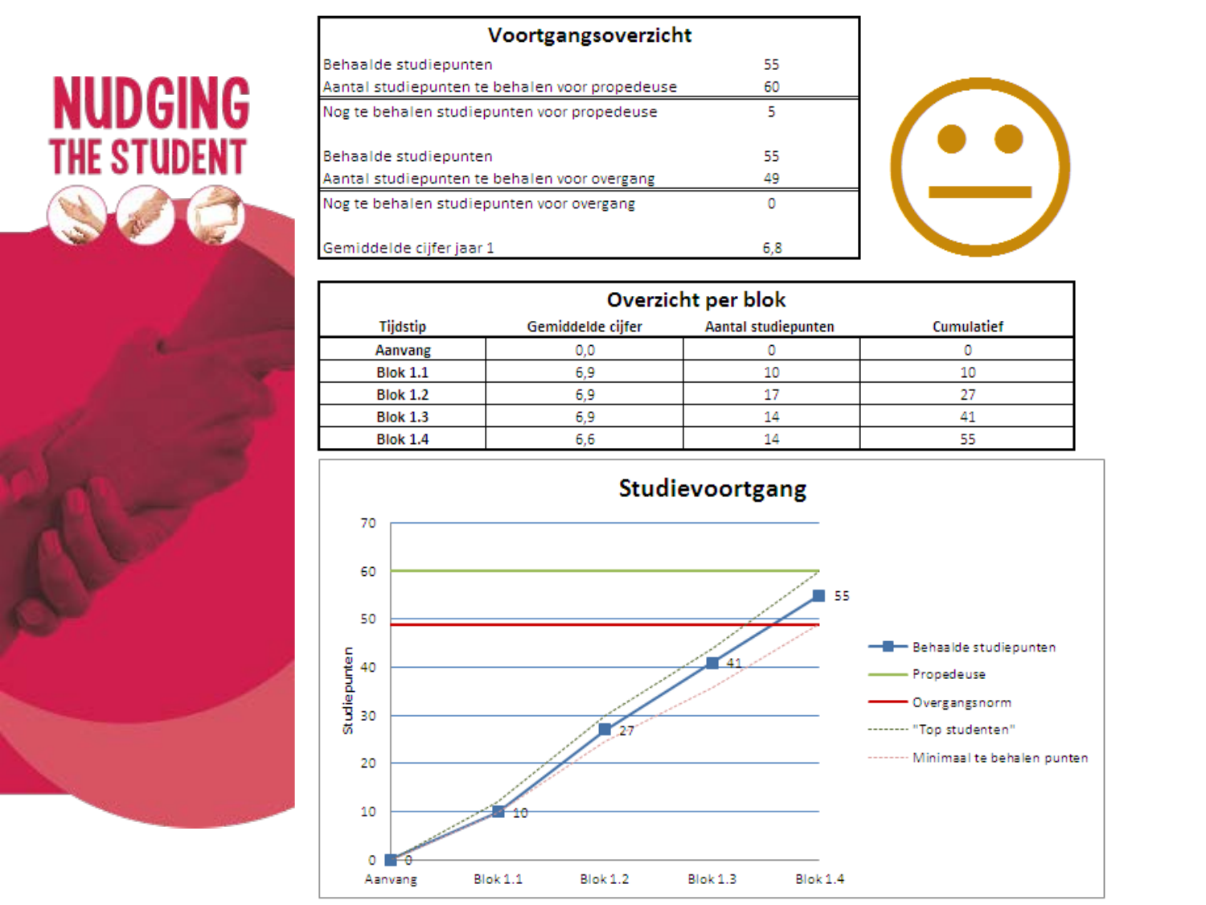NUDGING THE STUDENT

## Voortgangsoverzicht

| | |
|---|---|
| Behaalde studiepunten | 55 |
| Aantal studiepunten te behalen voor propedeuse | 60 |
| Nog te behalen studiepunten voor propedeuse | 5 |
| Behaalde studiepunten | 55 |
| Aantal studiepunten te behalen voor overgang | 49 |
| Nog te behalen studiepunten voor overgang | 0 |
| Gemiddelde cijfer jaar 1 | 6,8 |

## Overzicht per blok

| Tijdstip | Gemiddelde cijfer | Aantal studiepunten | Cumulatief |
|---|---|---|---|
| Aanvang | 0,0 | 0 | 0 |
| Blok 1.1 | 6,9 | 10 | 10 |
| Blok 1.2 | 6,9 | 17 | 27 |
| Blok 1.3 | 6,9 | 14 | 41 |
| Blok 1.4 | 6,6 | 14 | 55 |

## Studievoortgang

Studiepunten (0–70); Aanvang, Blok 1.1, Blok 1.2, Blok 1.3, Blok 1.4

Behaalde studiepunten: 0, 10, 27, 41, 55

Legenda: Behaalde studiepunten; Propedeuse; Overgangsnorm; "Top studenten"; Minimaal te behalen punten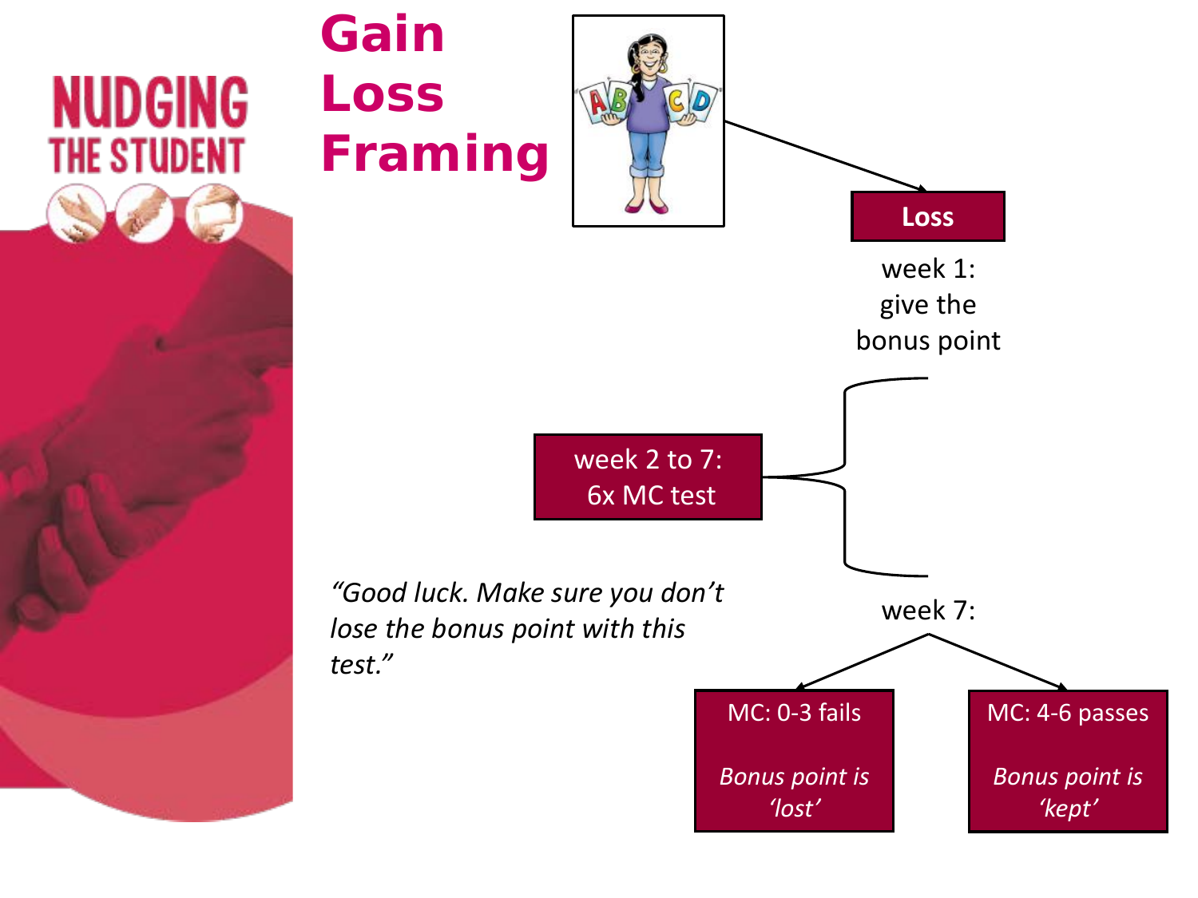# Gain Loss Framing

**Loss**

week 1: give the bonus point

week 2 to 7: 6x MC test

*"Good luck. Make sure you don't lose the bonus point with this test."*

week 7:

- MC: 0-3 fails — *Bonus point is 'lost'*
- MC: 4-6 passes — *Bonus point is 'kept'*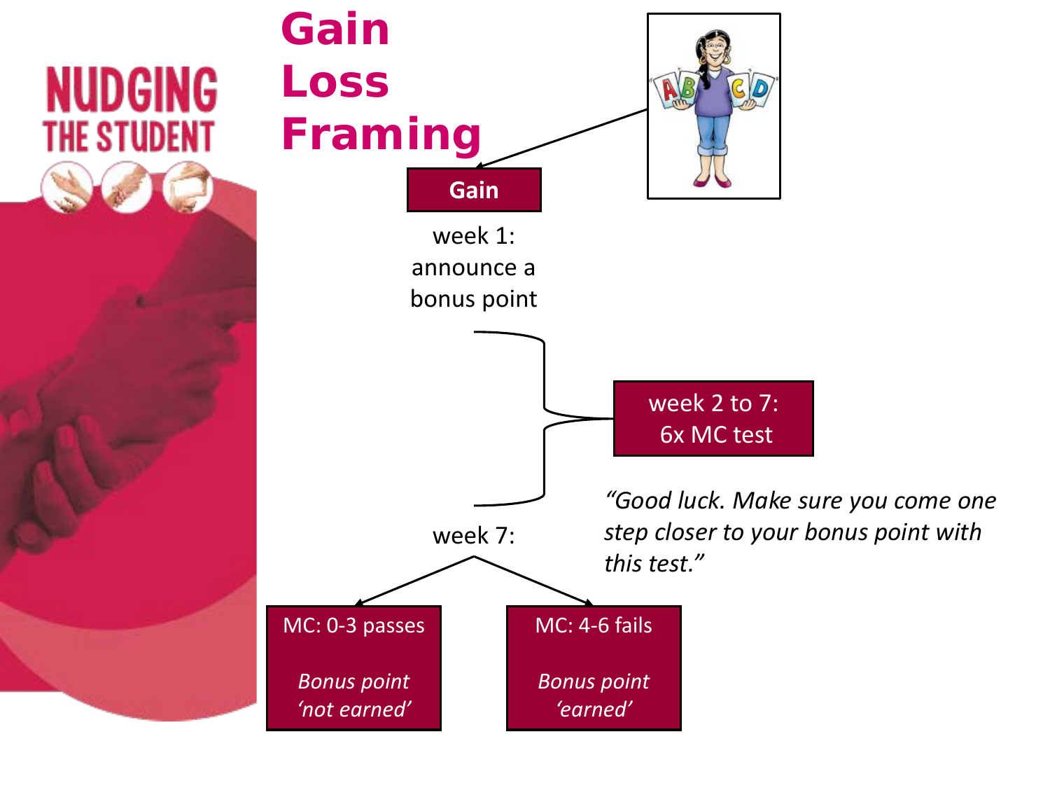NUDGING THE STUDENT

# Gain Loss Framing

**Gain**

week 1: announce a bonus point

week 2 to 7: 6x MC test

*"Good luck. Make sure you come one step closer to your bonus point with this test."*

week 7:

MC: 0-3 passes

*Bonus point 'not earned'*

MC: 4-6 fails

*Bonus point 'earned'*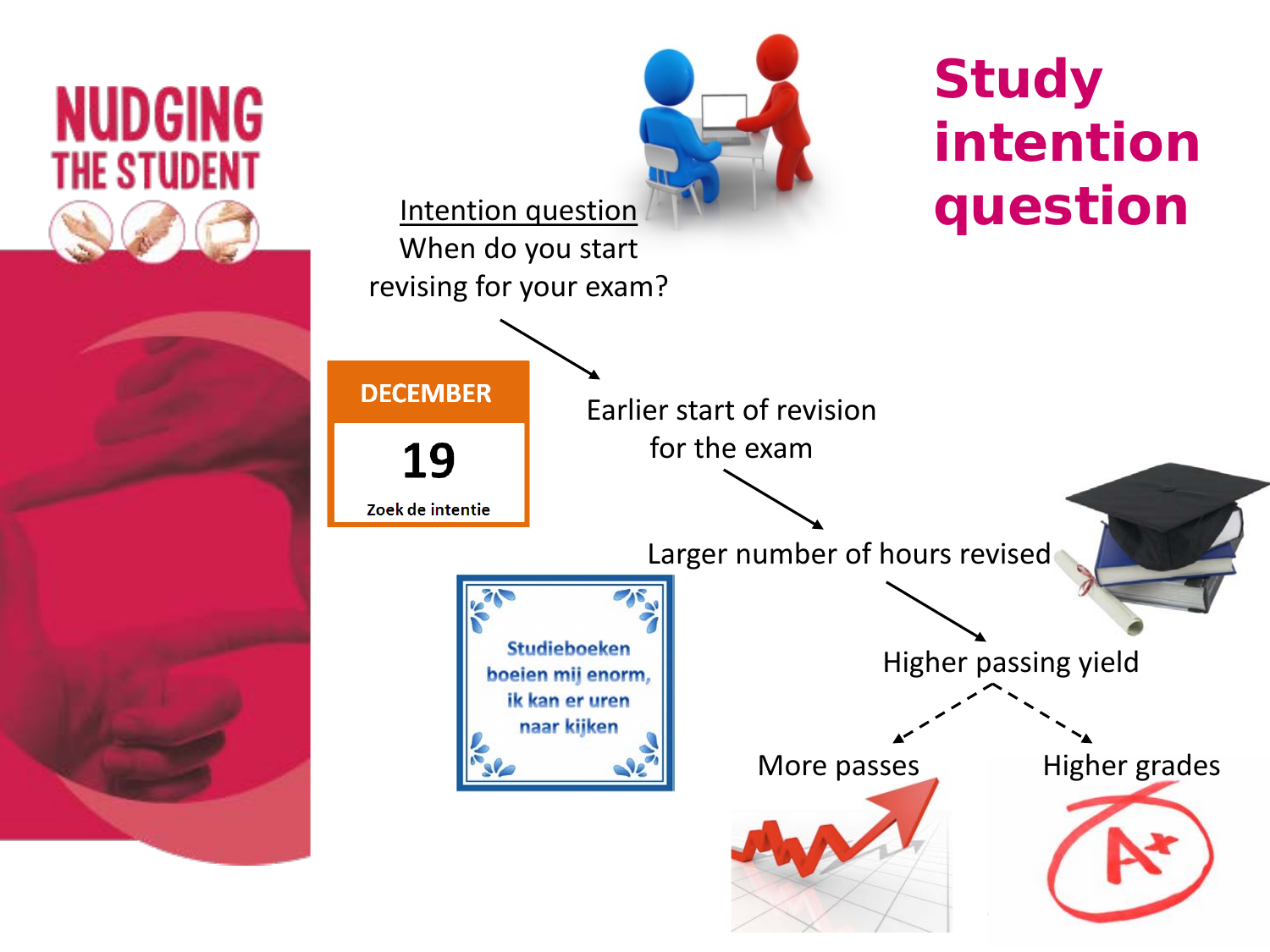# Study intention question

NUDGING THE STUDENT

Intention question

When do you start revising for your exam?

DECEMBER

19

Zoek de intentie

Earlier start of revision for the exam

Larger number of hours revised

Studieboeken boeien mij enorm, ik kan er uren naar kijken

Higher passing yield

More passes

Higher grades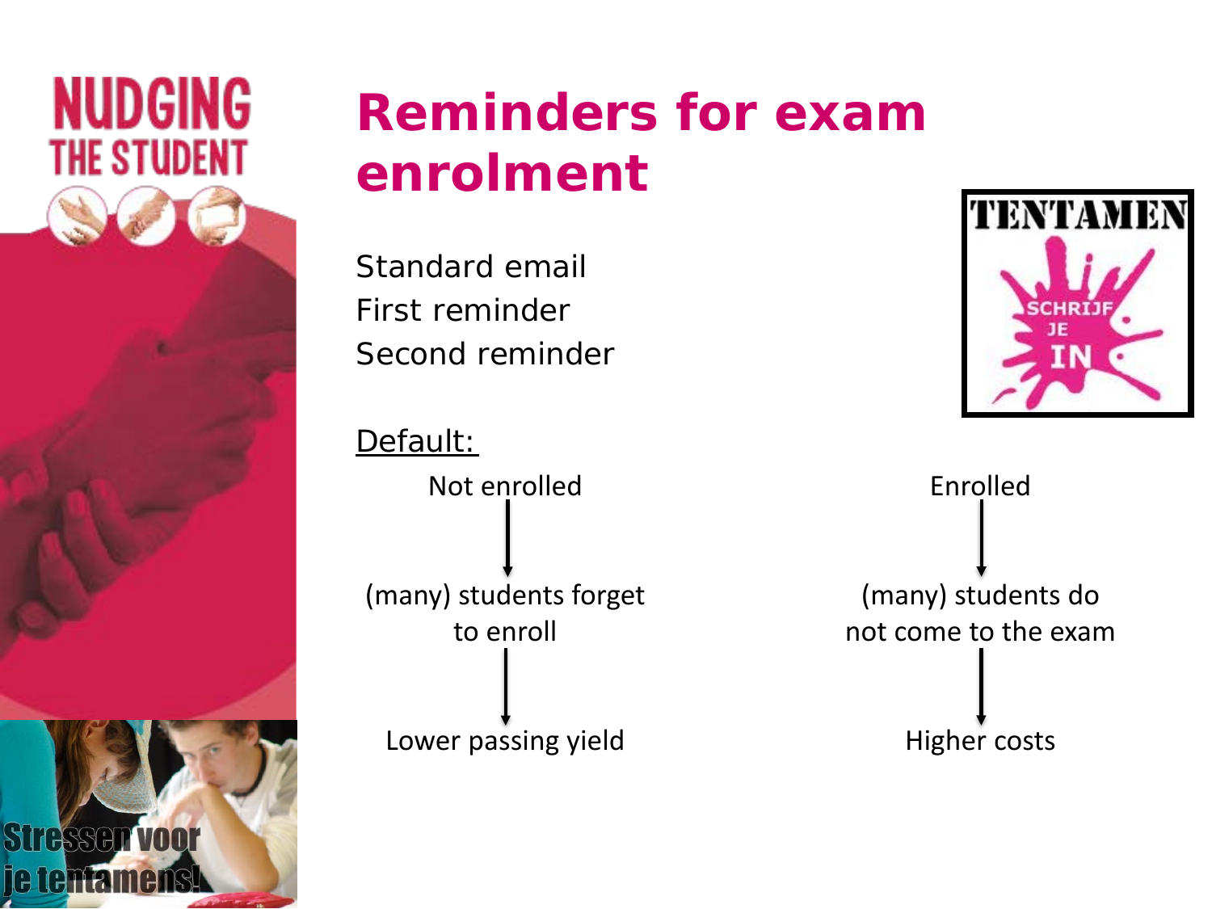# Reminders for exam enrolment

Standard email
First reminder
Second reminder

Default:

Not enrolled
↓
(many) students forget to enroll
↓
Lower passing yield

Enrolled
↓
(many) students do not come to the exam
↓
Higher costs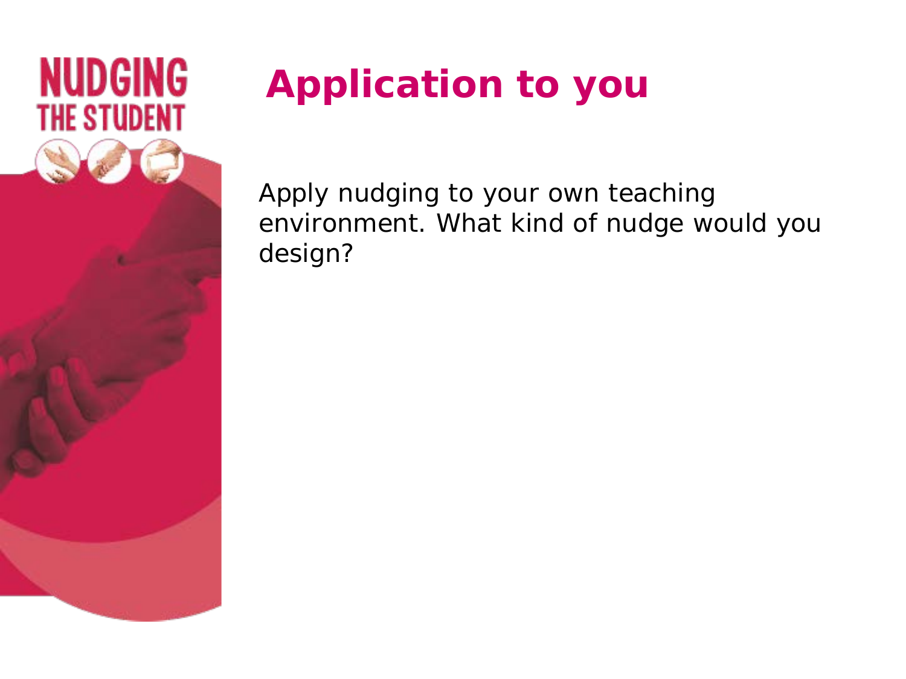# Application to you

Apply nudging to your own teaching environment. What kind of nudge would you design?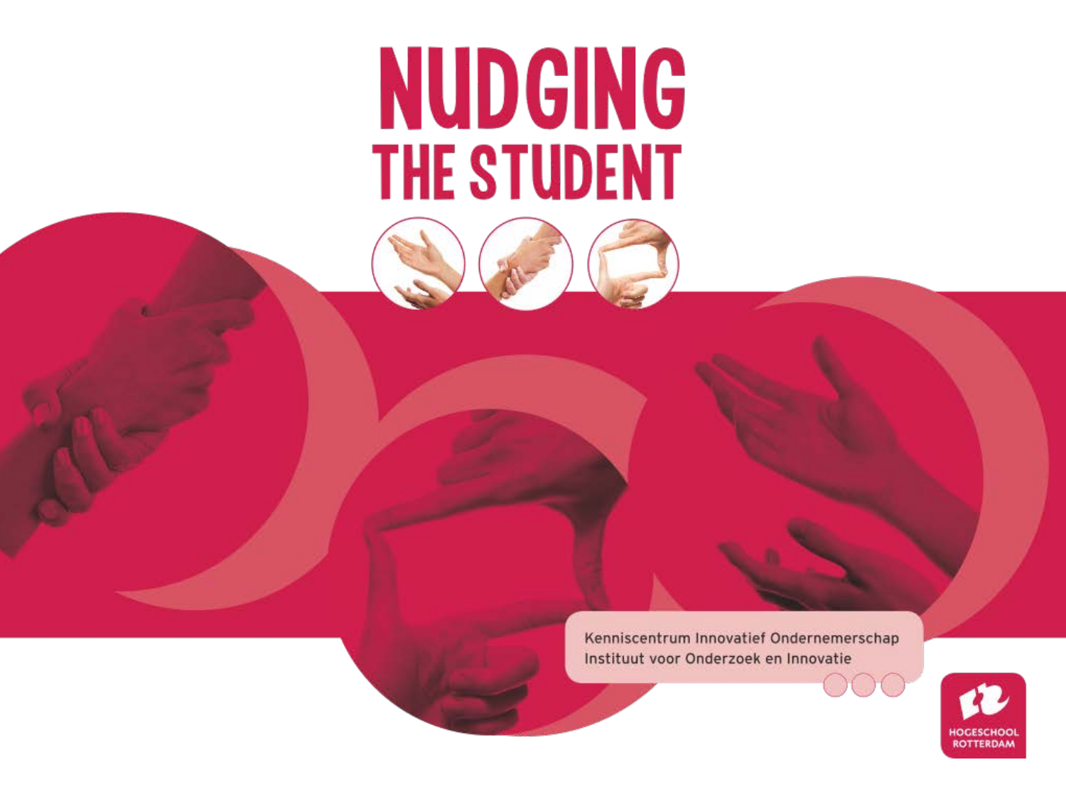# NUDGING THE STUDENT

Kenniscentrum Innovatief Ondernemerschap
Instituut voor Onderzoek en Innovatie

HOGESCHOOL ROTTERDAM